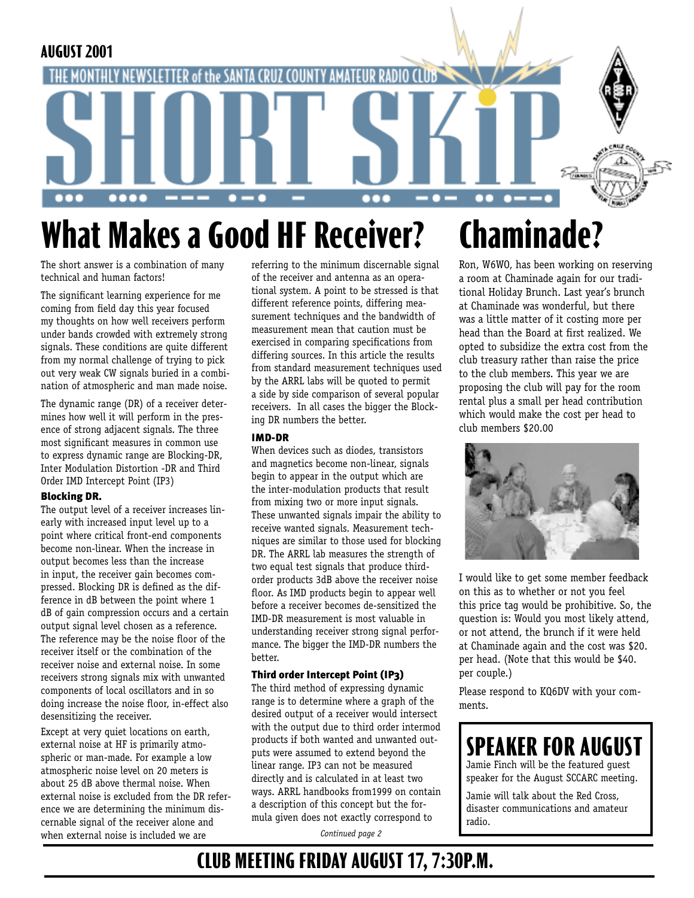AUGUST 2001

THE MONTHLY NEWSLETTER of the SANTA CRUZ COUNTY AMATEUR RADIO CLUB

# SHORT SKIP

# What Makes a Good HF Receiver?

The short answer is a combination of many technical and human factors!

The significant learning experience for me coming from field day this year focused my thoughts on how well receivers perform under bands crowded with extremely strong signals. These conditions are quite different from my normal challenge of trying to pick out very weak CW signals buried in a combination of atmospheric and man made noise.

The dynamic range (DR) of a receiver determines how well it will perform in the presence of strong adjacent signals. The three most significant measures in common use to express dynamic range are Blocking-DR, Inter Modulation Distortion -DR and Third Order IMD Intercept Point (IP3)

### Blocking DR.

The output level of a receiver increases linearly with increased input level up to a point where critical front-end components become non-linear. When the increase in output becomes less than the increase in input, the receiver gain becomes compressed. Blocking DR is defined as the difference in dB between the point where 1 dB of gain compression occurs and a certain output signal level chosen as a reference. The reference may be the noise floor of the receiver itself or the combination of the receiver noise and external noise. In some receivers strong signals mix with unwanted components of local oscillators and in so doing increase the noise floor, in-effect also desensitizing the receiver.

Except at very quiet locations on earth, external noise at HF is primarily atmospheric or man-made. For example a low atmospheric noise level on 20 meters is about 25 dB above thermal noise. When external noise is excluded from the DR reference we are determining the minimum discernable signal of the receiver alone and when external noise is included we are referring to the minimum discernable signal of the receiver and antenna as an operational system. A point to be stressed is that different reference points, differing measurement techniques and the bandwidth of measurement mean that caution must be exercised in comparing specifications from differing sources. In this article the results from standard measurement techniques used by the ARRL labs will be quoted to permit a side by side comparison of several popular receivers. In all cases the bigger the Blocking DR numbers the better.

### IMD-DR

When devices such as diodes, transistors and magnetics become non-linear, signals begin to appear in the output which are the inter-modulation products that result from mixing two or more input signals. These unwanted signals impair the ability to receive wanted signals. Measurement techniques are similar to those used for blocking DR. The ARRL lab measures the strength of two equal test signals that produce third-order products 3dB above the receiver noise floor. As IMD products begin to appear well before a receiver becomes de-sensitized the IMD-DR measurement is most valuable in understanding receiver strong signal performance. The bigger the IMD-DR numbers the better.

### Third order Intercept Point (IP3)

The third method of expressing dynamic range is to determine where a graph of the desired output of a receiver would intersect with the output due to third order intermod products if both wanted and unwanted outputs were assumed to extend beyond the linear range. IP3 can not be measured directly and is calculated in at least two ways. ARRL handbooks from1999 on contain a description of this concept but the formula given does not exactly correspond to

*Continued page 2*

# Chaminade?

Ron, W6WO, has been working on reserving a room at Chaminade again for our traditional Holiday Brunch. Last year's brunch at Chaminade was wonderful, but there was a little matter of it costing more per head than the Board at first realized. We opted to subsidize the extra cost from the club treasury rather than raise the price to the club members. This year we are proposing the club will pay for the room rental plus a small per head contribution which would make the cost per head to club members $20.00

I would like to get some member feedback on this as to whether or not you feel this price tag would be prohibitive. So, the question is: Would you most likely attend, or not attend, the brunch if it were held at Chaminade again and the cost was $20. per head. (Note that this would be $40. per couple.)

Please respond to KQ6DV with your comments.

## SPEAKER FOR AUGUST

Jamie Finch will be the featured guest speaker for the August SCCARC meeting.

Jamie will talk about the Red Cross, disaster communications and amateur radio.

## CLUB MEETING FRIDAY AUGUST 17, 7:30P.M.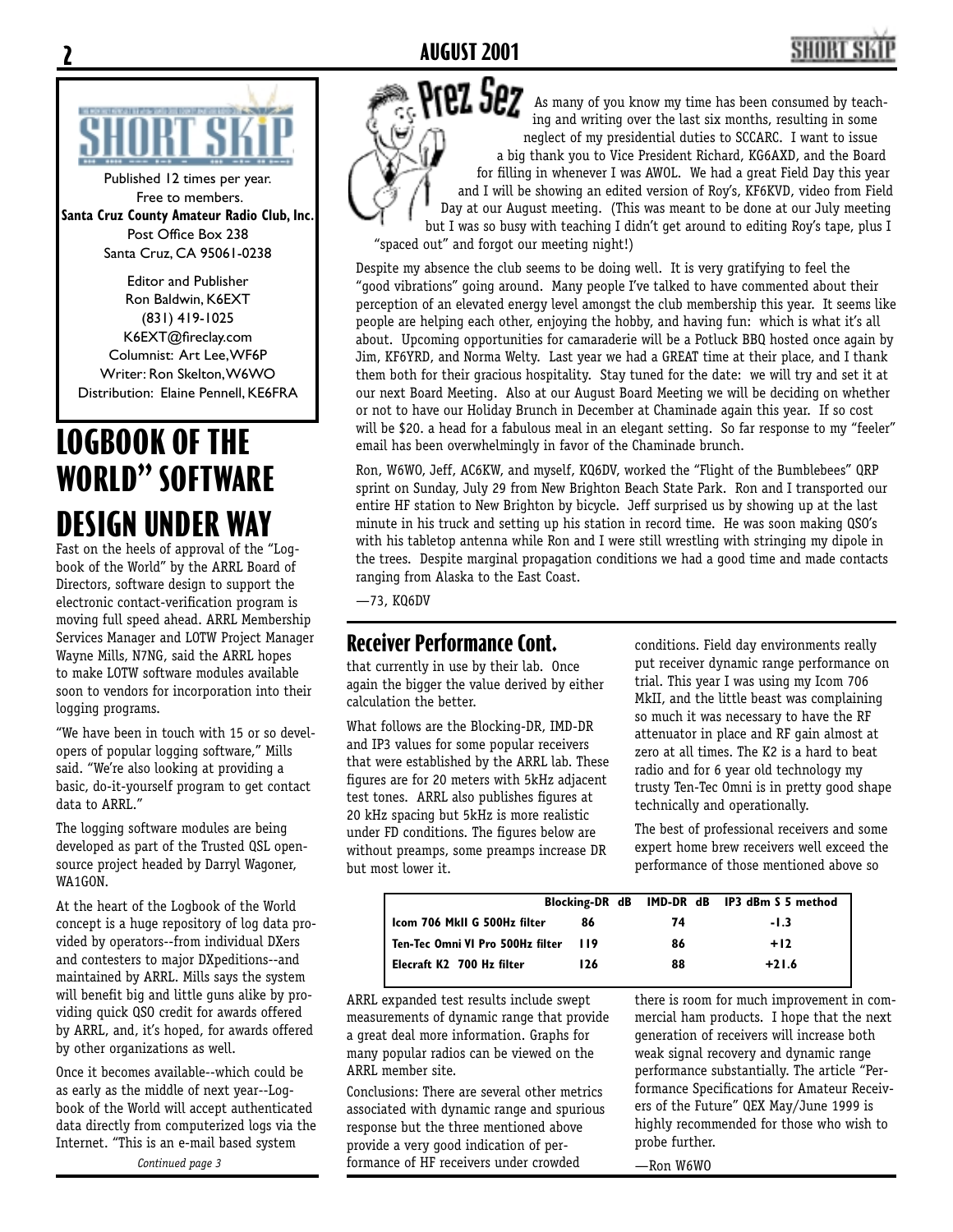Published 12 times per year.
Free to members.
**Santa Cruz County Amateur Radio Club, Inc.**
Post Office Box 238
Santa Cruz, CA 95061-0238

Editor and Publisher
Ron Baldwin, K6EXT
(831) 419-1025
K6EXT@fireclay.com
Columnist: Art Lee, WF6P
Writer: Ron Skelton, W6WO
Distribution: Elaine Pennell, KE6FRA

# LOGBOOK OF THE WORLD" SOFTWARE DESIGN UNDER WAY

Fast on the heels of approval of the "Logbook of the World" by the ARRL Board of Directors, software design to support the electronic contact-verification program is moving full speed ahead. ARRL Membership Services Manager and LOTW Project Manager Wayne Mills, N7NG, said the ARRL hopes to make LOTW software modules available soon to vendors for incorporation into their logging programs.

"We have been in touch with 15 or so developers of popular logging software," Mills said. "We're also looking at providing a basic, do-it-yourself program to get contact data to ARRL."

The logging software modules are being developed as part of the Trusted QSL open-source project headed by Darryl Wagoner, WA1GON.

At the heart of the Logbook of the World concept is a huge repository of log data provided by operators--from individual DXers and contesters to major DXpeditions--and maintained by ARRL. Mills says the system will benefit big and little guns alike by providing quick QSO credit for awards offered by ARRL, and, it's hoped, for awards offered by other organizations as well.

Once it becomes available--which could be as early as the middle of next year--Logbook of the World will accept authenticated data directly from computerized logs via the Internet. "This is an e-mail based system

*Continued page 3*

# Prez Sez

As many of you know my time has been consumed by teaching and writing over the last six months, resulting in some neglect of my presidential duties to SCCARC. I want to issue a big thank you to Vice President Richard, KG6AXD, and the Board for filling in whenever I was AWOL. We had a great Field Day this year and I will be showing an edited version of Roy's, KF6KVD, video from Field Day at our August meeting. (This was meant to be done at our July meeting but I was so busy with teaching I didn't get around to editing Roy's tape, plus I "spaced out" and forgot our meeting night!)

Despite my absence the club seems to be doing well. It is very gratifying to feel the "good vibrations" going around. Many people I've talked to have commented about their perception of an elevated energy level amongst the club membership this year. It seems like people are helping each other, enjoying the hobby, and having fun: which is what it's all about. Upcoming opportunities for camaraderie will be a Potluck BBQ hosted once again by Jim, KF6YRD, and Norma Welty. Last year we had a GREAT time at their place, and I thank them both for their gracious hospitality. Stay tuned for the date: we will try and set it at our next Board Meeting. Also at our August Board Meeting we will be deciding on whether or not to have our Holiday Brunch in December at Chaminade again this year. If so cost will be $20. a head for a fabulous meal in an elegant setting. So far response to my "feeler" email has been overwhelmingly in favor of the Chaminade brunch.

Ron, W6WO, Jeff, AC6KW, and myself, KQ6DV, worked the "Flight of the Bumblebees" QRP sprint on Sunday, July 29 from New Brighton Beach State Park. Ron and I transported our entire HF station to New Brighton by bicycle. Jeff surprised us by showing up at the last minute in his truck and setting up his station in record time. He was soon making QSO's with his tabletop antenna while Ron and I were still wrestling with stringing my dipole in the trees. Despite marginal propagation conditions we had a good time and made contacts ranging from Alaska to the East Coast.

—73, KQ6DV

## Receiver Performance Cont.

that currently in use by their lab. Once again the bigger the value derived by either calculation the better.

What follows are the Blocking-DR, IMD-DR and IP3 values for some popular receivers that were established by the ARRL lab. These figures are for 20 meters with 5kHz adjacent test tones. ARRL also publishes figures at 20 kHz spacing but 5kHz is more realistic under FD conditions. The figures below are without preamps, some preamps increase DR but most lower it.

conditions. Field day environments really put receiver dynamic range performance on trial. This year I was using my Icom 706 MkII, and the little beast was complaining so much it was necessary to have the RF attenuator in place and RF gain almost at zero at all times. The K2 is a hard to beat radio and for 6 year old technology my trusty Ten-Tec Omni is in pretty good shape technically and operationally.

The best of professional receivers and some expert home brew receivers well exceed the performance of those mentioned above so

| | Blocking-DR dB | IMD-DR dB | IP3 dBm S 5 method |
|---|---|---|---|
| Icom 706 MkII G 500Hz filter | 86 | 74 | -1.3 |
| Ten-Tec Omni VI Pro 500Hz filter | 119 | 86 | +12 |
| Elecraft K2 700 Hz filter | 126 | 88 | +21.6 |

ARRL expanded test results include swept measurements of dynamic range that provide a great deal more information. Graphs for many popular radios can be viewed on the ARRL member site.

Conclusions: There are several other metrics associated with dynamic range and spurious response but the three mentioned above provide a very good indication of performance of HF receivers under crowded

there is room for much improvement in commercial ham products. I hope that the next generation of receivers will increase both weak signal recovery and dynamic range performance substantially. The article "Performance Specifications for Amateur Receivers of the Future" QEX May/June 1999 is highly recommended for those who wish to probe further.

—Ron W6WO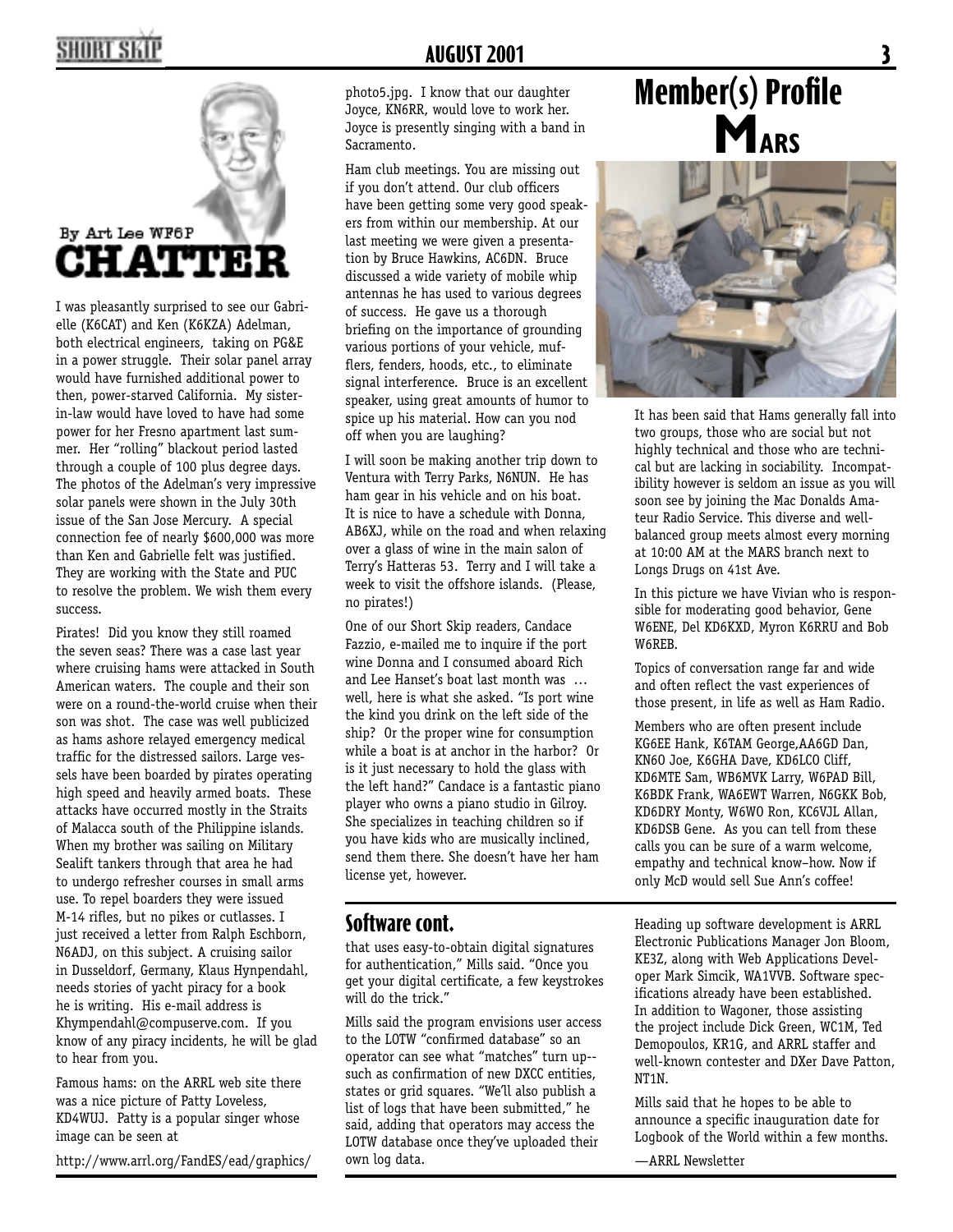By Art Lee WF6P

## CHATTER

I was pleasantly surprised to see our Gabrielle (K6CAT) and Ken (K6KZA) Adelman, both electrical engineers, taking on PG&E in a power struggle. Their solar panel array would have furnished additional power to then, power-starved California. My sister-in-law would have loved to have had some power for her Fresno apartment last summer. Her "rolling" blackout period lasted through a couple of 100 plus degree days. The photos of the Adelman's very impressive solar panels were shown in the July 30th issue of the San Jose Mercury. A special connection fee of nearly $600,000 was more than Ken and Gabrielle felt was justified. They are working with the State and PUC to resolve the problem. We wish them every success.

Pirates! Did you know they still roamed the seven seas? There was a case last year where cruising hams were attacked in South American waters. The couple and their son were on a round-the-world cruise when their son was shot. The case was well publicized as hams ashore relayed emergency medical traffic for the distressed sailors. Large vessels have been boarded by pirates operating high speed and heavily armed boats. These attacks have occurred mostly in the Straits of Malacca south of the Philippine islands. When my brother was sailing on Military Sealift tankers through that area he had to undergo refresher courses in small arms use. To repel boarders they were issued M-14 rifles, but no pikes or cutlasses. I just received a letter from Ralph Eschborn, N6ADJ, on this subject. A cruising sailor in Dusseldorf, Germany, Klaus Hynpendahl, needs stories of yacht piracy for a book he is writing. His e-mail address is Khympendahl@compuserve.com. If you know of any piracy incidents, he will be glad to hear from you.

Famous hams: on the ARRL web site there was a nice picture of Patty Loveless, KD4WUJ. Patty is a popular singer whose image can be seen at

http://www.arrl.org/FandES/ead/graphics/photo5.jpg. I know that our daughter Joyce, KN6RR, would love to work her. Joyce is presently singing with a band in Sacramento.

Ham club meetings. You are missing out if you don't attend. Our club officers have been getting some very good speakers from within our membership. At our last meeting we were given a presentation by Bruce Hawkins, AC6DN. Bruce discussed a wide variety of mobile whip antennas he has used to various degrees of success. He gave us a thorough briefing on the importance of grounding various portions of your vehicle, mufflers, fenders, hoods, etc., to eliminate signal interference. Bruce is an excellent speaker, using great amounts of humor to spice up his material. How can you nod off when you are laughing?

I will soon be making another trip down to Ventura with Terry Parks, N6NUN. He has ham gear in his vehicle and on his boat. It is nice to have a schedule with Donna, AB6XJ, while on the road and when relaxing over a glass of wine in the main salon of Terry's Hatteras 53. Terry and I will take a week to visit the offshore islands. (Please, no pirates!)

One of our Short Skip readers, Candace Fazzio, e-mailed me to inquire if the port wine Donna and I consumed aboard Rich and Lee Hanset's boat last month was … well, here is what she asked. "Is port wine the kind you drink on the left side of the ship? Or the proper wine for consumption while a boat is at anchor in the harbor? Or is it just necessary to hold the glass with the left hand?" Candace is a fantastic piano player who owns a piano studio in Gilroy. She specializes in teaching children so if you have kids who are musically inclined, send them there. She doesn't have her ham license yet, however.

# Member(s) Profile MARS

It has been said that Hams generally fall into two groups, those who are social but not highly technical and those who are technical but are lacking in sociability. Incompatibility however is seldom an issue as you will soon see by joining the Mac Donalds Amateur Radio Service. This diverse and well-balanced group meets almost every morning at 10:00 AM at the MARS branch next to Longs Drugs on 41st Ave.

In this picture we have Vivian who is responsible for moderating good behavior, Gene W6ENE, Del KD6KXD, Myron K6RRU and Bob W6REB.

Topics of conversation range far and wide and often reflect the vast experiences of those present, in life as well as Ham Radio.

Members who are often present include KG6EE Hank, K6TAM George, AA6GD Dan, KN6O Joe, K6GHA Dave, KD6LCO Cliff, KD6MTE Sam, WB6MVK Larry, W6PAD Bill, K6BDK Frank, WA6EWT Warren, N6GKK Bob, KD6DRY Monty, W6WO Ron, KC6VJL Allan, KD6DSB Gene. As you can tell from these calls you can be sure of a warm welcome, empathy and technical know–how. Now if only McD would sell Sue Ann's coffee!

## Software cont.

that uses easy-to-obtain digital signatures for authentication," Mills said. "Once you get your digital certificate, a few keystrokes will do the trick."

Mills said the program envisions user access to the LOTW "confirmed database" so an operator can see what "matches" turn up--such as confirmation of new DXCC entities, states or grid squares. "We'll also publish a list of logs that have been submitted," he said, adding that operators may access the LOTW database once they've uploaded their own log data.

Heading up software development is ARRL Electronic Publications Manager Jon Bloom, KE3Z, along with Web Applications Developer Mark Simcik, WA1VVB. Software specifications already have been established. In addition to Wagoner, those assisting the project include Dick Green, WC1M, Ted Demopoulos, KR1G, and ARRL staffer and well-known contester and DXer Dave Patton, NT1N.

Mills said that he hopes to be able to announce a specific inauguration date for Logbook of the World within a few months.

—ARRL Newsletter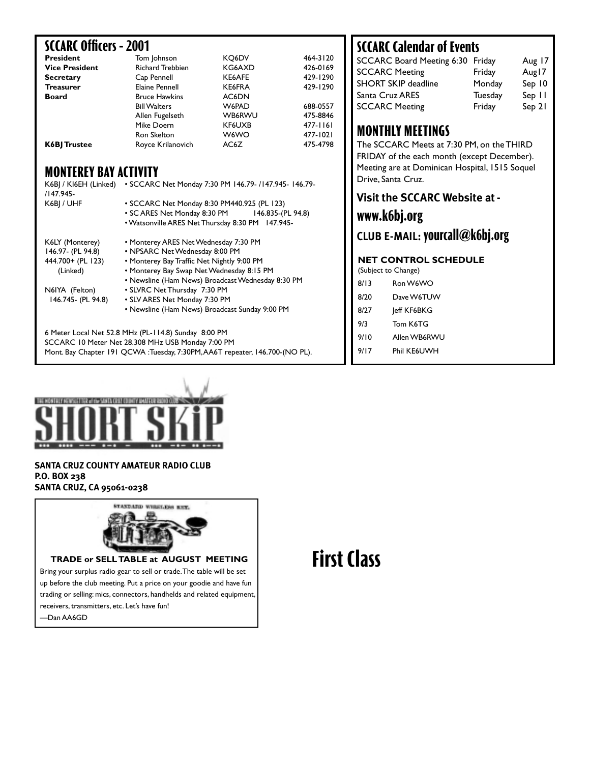## SCCARC Officers - 2001

| | | | |
|---|---|---|---|
| **President** | Tom Johnson | KQ6DV | 464-3120 |
| **Vice President** | Richard Trebbien | KG6AXD | 426-0169 |
| **Secretary** | Cap Pennell | KE6AFE | 429-1290 |
| **Treasurer** | Elaine Pennell | KE6FRA | 429-1290 |
| **Board** | Bruce Hawkins | AC6DN | |
| | Bill Walters | W6PAD | 688-0557 |
| | Allen Fugelseth | WB6RWU | 475-8846 |
| | Mike Doern | KF6UXB | 477-1161 |
| | Ron Skelton | W6WO | 477-1021 |
| **K6BJ Trustee** | Royce Krilanovich | AC6Z | 475-4798 |

## MONTEREY BAY ACTIVITY

K6BJ / KI6EH (Linked) /147.945-
- SCCARC Net Monday 7:30 PM 146.79- /147.945- 146.79-

K6BJ / UHF
- SCCARC Net Monday 8:30 PM440.925 (PL 123)
- SC ARES Net Monday 8:30 PM 146.835-(PL 94.8)
- Watsonville ARES Net Thursday 8:30 PM 147.945-

K6LY (Monterey) 146.97- (PL 94.8) 444.700+ (PL 123) (Linked)
- Monterey ARES Net Wednesday 7:30 PM
- NPSARC Net Wednesday 8:00 PM
- Monterey Bay Traffic Net Nightly 9:00 PM
- Monterey Bay Swap Net Wednesday 8:15 PM
- Newsline (Ham News) Broadcast Wednesday 8:30 PM

N6IYA (Felton) 146.745- (PL 94.8)
- SLVRC Net Thursday 7:30 PM
- SLV ARES Net Monday 7:30 PM
- Newsline (Ham News) Broadcast Sunday 9:00 PM

6 Meter Local Net 52.8 MHz (PL-114.8) Sunday 8:00 PM
SCCARC 10 Meter Net 28.308 MHz USB Monday 7:00 PM
Mont. Bay Chapter 191 QCWA :Tuesday, 7:30PM, AA6T repeater, 146.700-(NO PL).

## SCCARC Calendar of Events

| | | |
|---|---|---|
| SCCARC Board Meeting 6:30 | Friday | Aug 17 |
| SCCARC Meeting | Friday | Aug17 |
| SHORT SKIP deadline | Monday | Sep 10 |
| Santa Cruz ARES | Tuesday | Sep 11 |
| SCCARC Meeting | Friday | Sep 21 |

## MONTHLY MEETINGS

The SCCARC Meets at 7:30 PM, on the THIRD FRIDAY of the each month (except December). Meeting are at Dominican Hospital, 1515 Soquel Drive, Santa Cruz.

### Visit the SCCARC Website at - www.k6bj.org

### CLUB E-MAIL: yourcall@k6bj.org

**NET CONTROL SCHEDULE**
(Subject to Change)

| | |
|---|---|
| 8/13 | Ron W6WO |
| 8/20 | Dave W6TUW |
| 8/27 | Jeff KF6BKG |
| 9/3 | Tom K6TG |
| 9/10 | Allen WB6RWU |
| 9/17 | Phil KE6UWH |

THE MONTHLY NEWSLETTER of the SANTA CRUZ COUNTY AMATEUR RADIO CLUB

# SHORT SKiP

**SANTA CRUZ COUNTY AMATEUR RADIO CLUB**
**P.O. BOX 238**
**SANTA CRUZ, CA 95061-0238**

STANDARD WIRELESS KEY.

**TRADE or SELL TABLE at AUGUST MEETING**

Bring your surplus radio gear to sell or trade. The table will be set up before the club meeting. Put a price on your goodie and have fun trading or selling: mics, connectors, handhelds and related equipment, receivers, transmitters, etc. Let's have fun!
—Dan AA6GD

# First Class